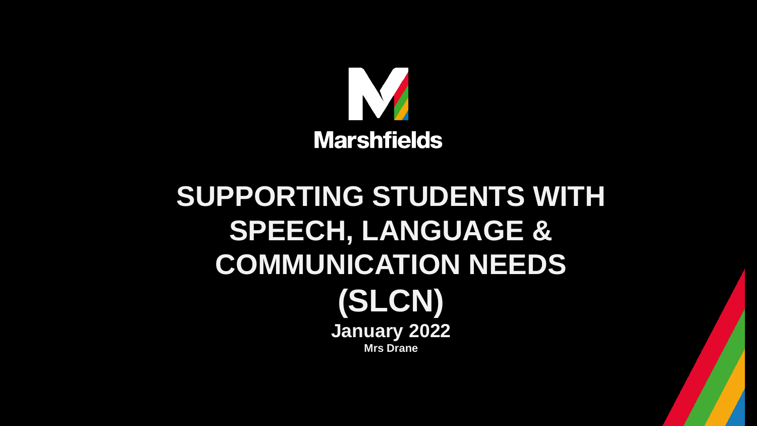Marshfields

# SUPPORTING STUDENTS WITH SPEECH, LANGUAGE & COMMUNICATION NEEDS (SLCN)

**January 2022**

**Mrs Drane**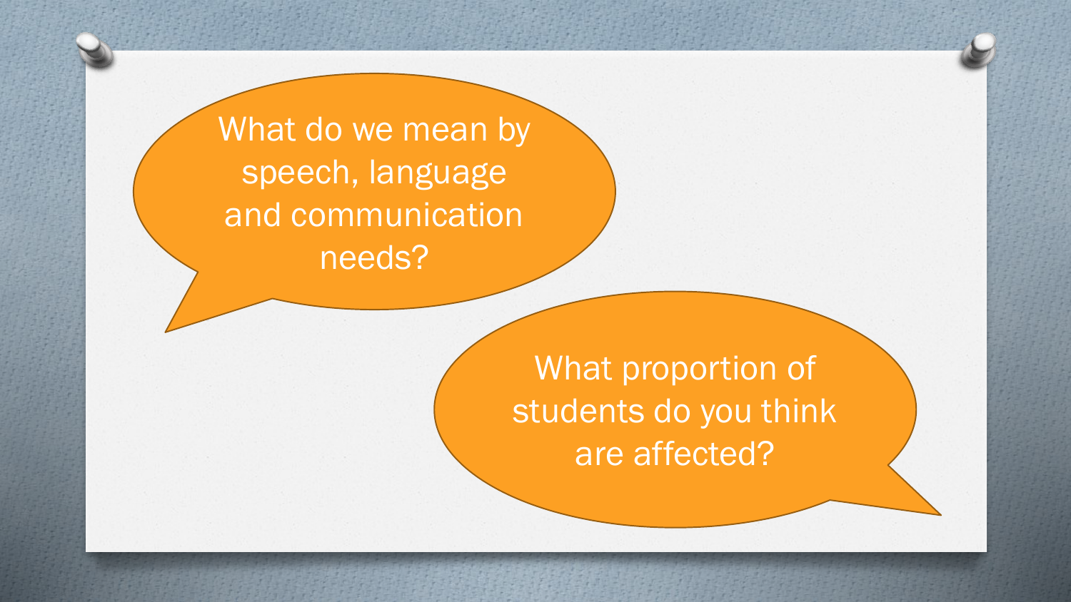What do we mean by speech, language and communication needs?

What proportion of students do you think are affected?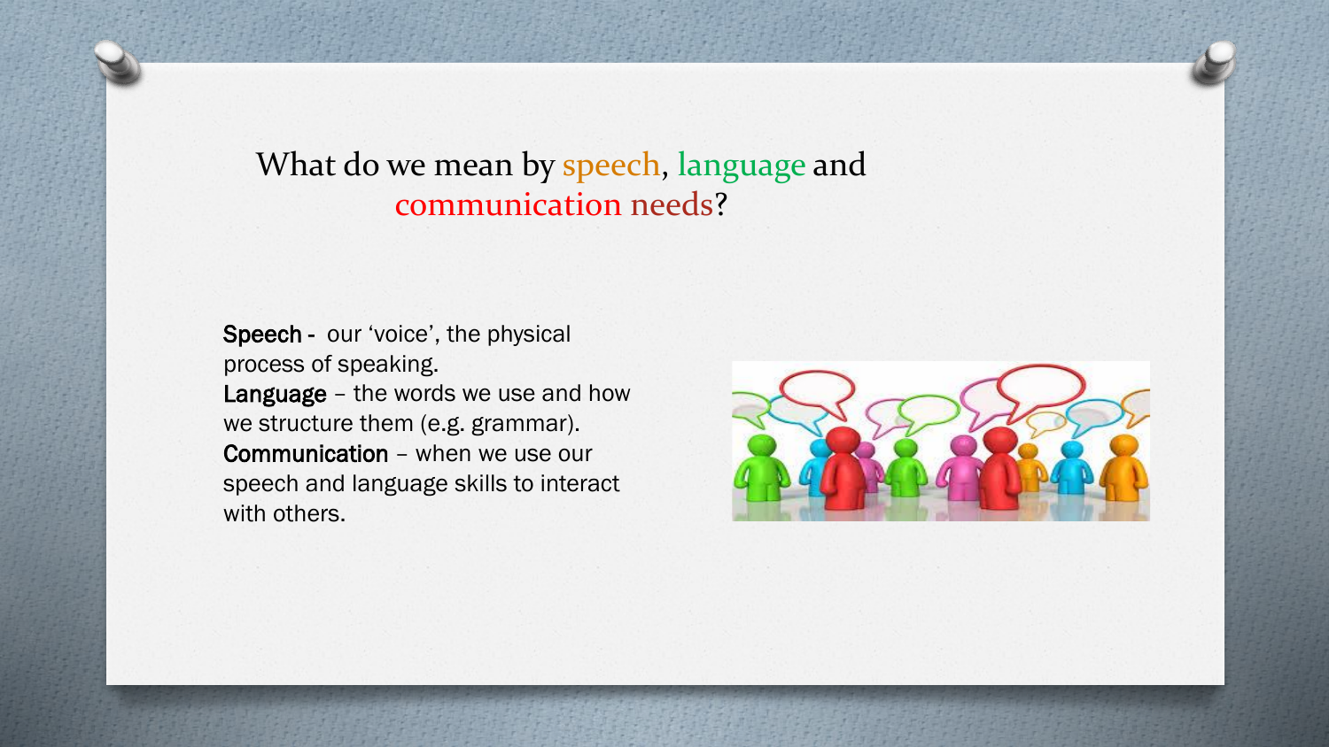# What do we mean by speech, language and communication needs?

**Speech** - our 'voice', the physical process of speaking.
**Language** – the words we use and how we structure them (e.g. grammar).
**Communication** – when we use our speech and language skills to interact with others.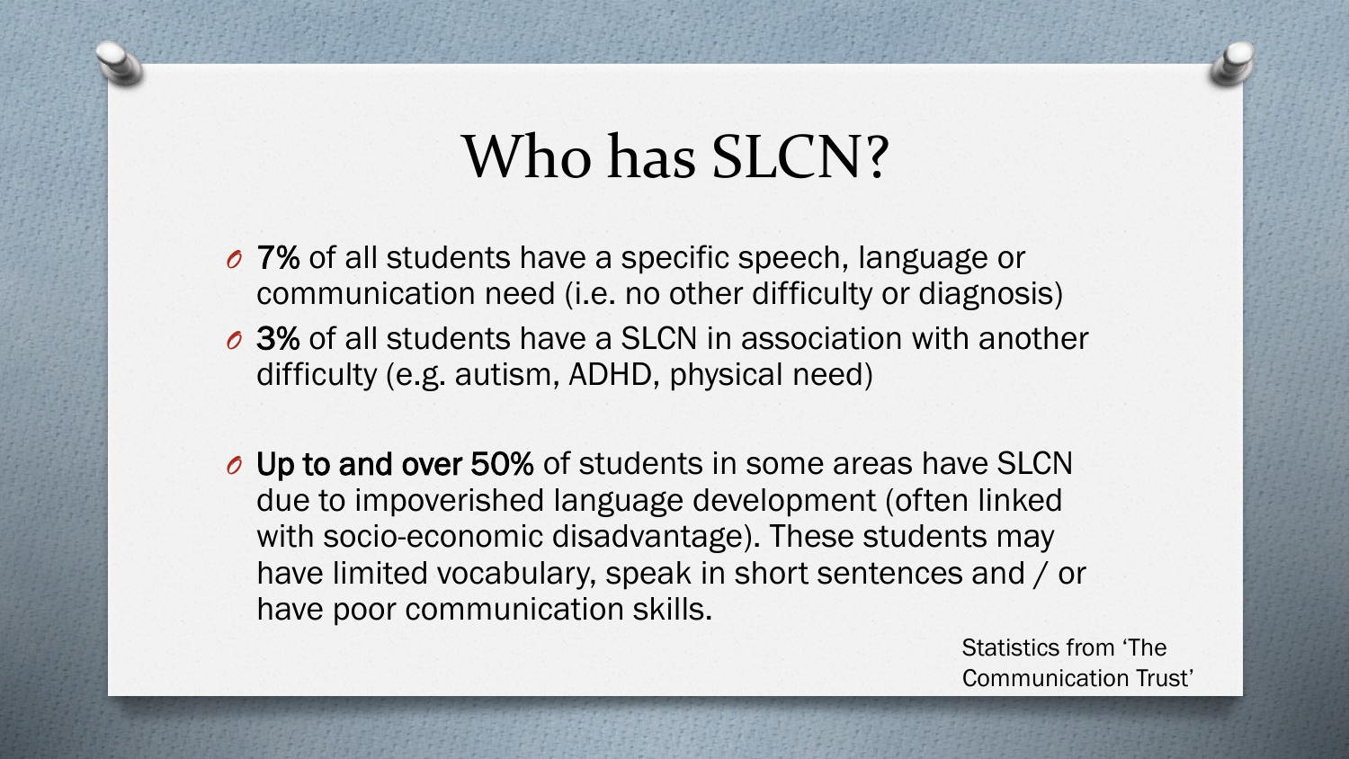# Who has SLCN?

- **7%** of all students have a specific speech, language or communication need (i.e. no other difficulty or diagnosis)
- **3%** of all students have a SLCN in association with another difficulty (e.g. autism, ADHD, physical need)

- **Up to and over 50%** of students in some areas have SLCN due to impoverished language development (often linked with socio-economic disadvantage). These students may have limited vocabulary, speak in short sentences and / or have poor communication skills.

Statistics from 'The Communication Trust'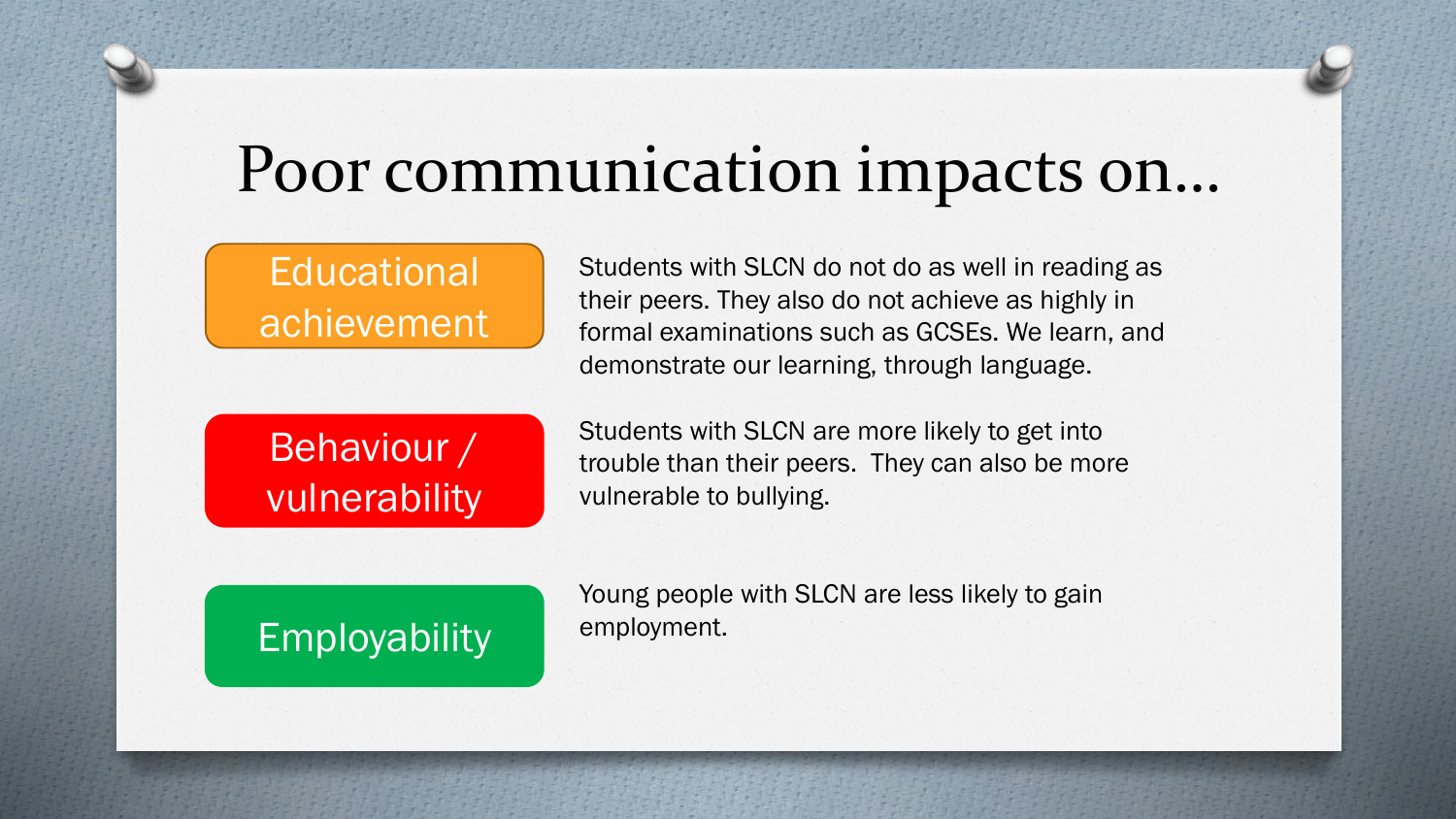# Poor communication impacts on…

**Educational achievement**

Students with SLCN do not do as well in reading as their peers. They also do not achieve as highly in formal examinations such as GCSEs. We learn, and demonstrate our learning, through language.

**Behaviour / vulnerability**

Students with SLCN are more likely to get into trouble than their peers. They can also be more vulnerable to bullying.

**Employability**

Young people with SLCN are less likely to gain employment.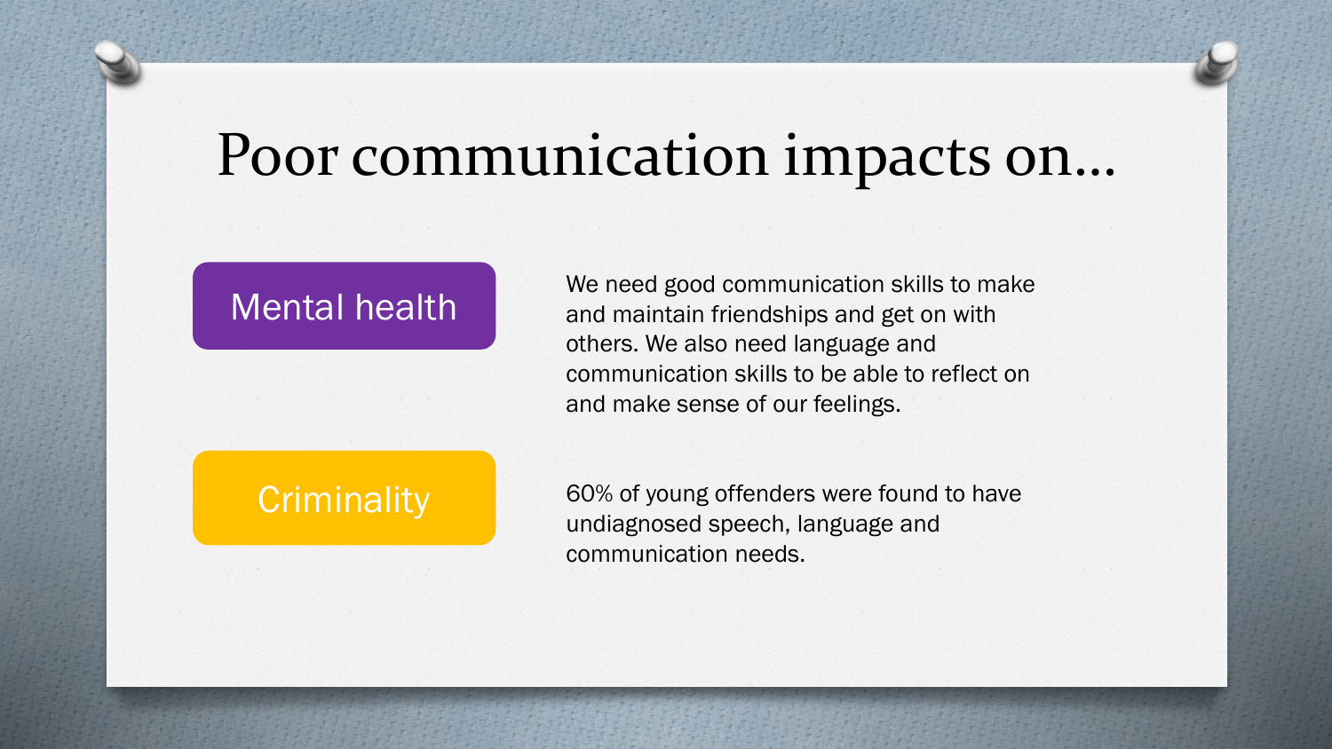# Poor communication impacts on…

**Mental health**

We need good communication skills to make and maintain friendships and get on with others. We also need language and communication skills to be able to reflect on and make sense of our feelings.

**Criminality**

60% of young offenders were found to have undiagnosed speech, language and communication needs.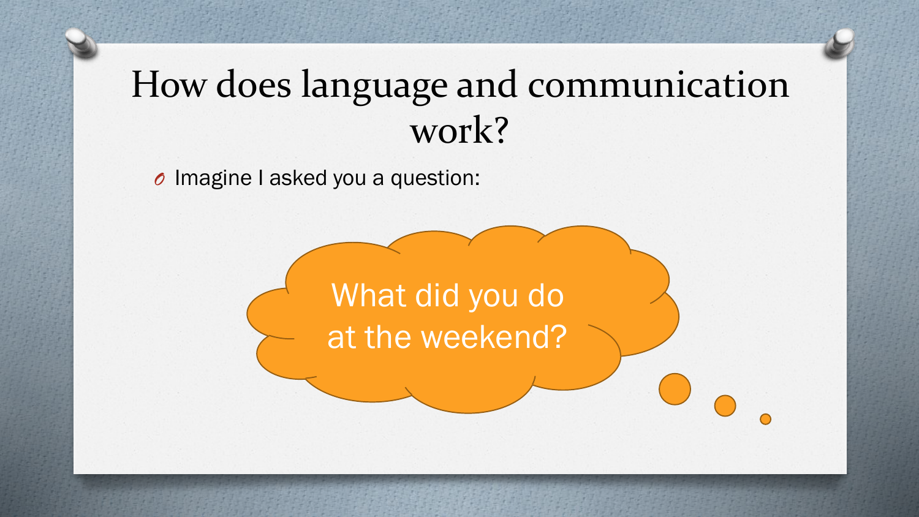# How does language and communication work?

- Imagine I asked you a question:

What did you do at the weekend?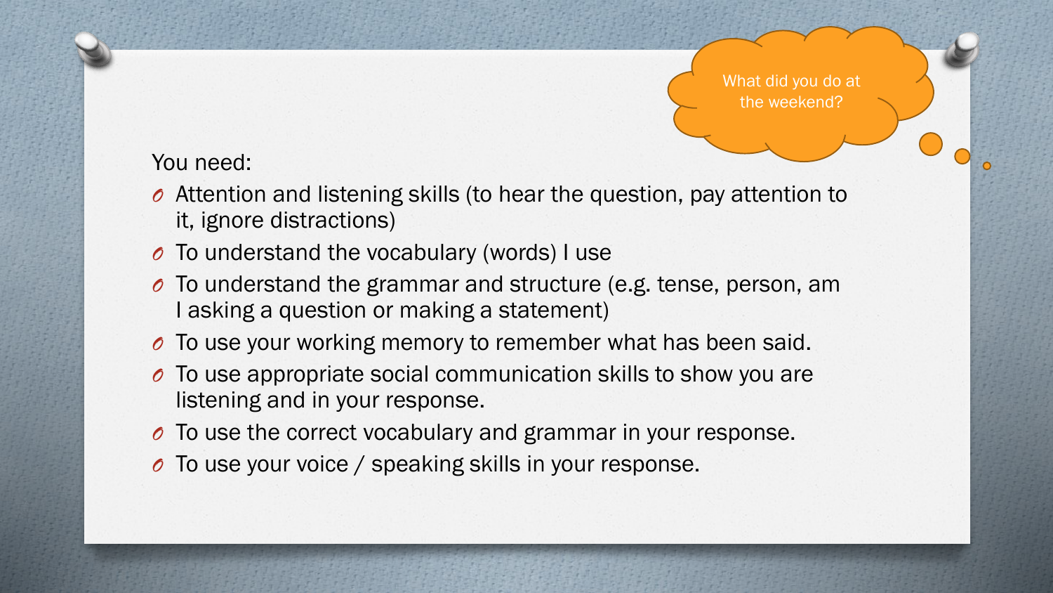What did you do at the weekend?

You need:

- Attention and listening skills (to hear the question, pay attention to it, ignore distractions)
- To understand the vocabulary (words) I use
- To understand the grammar and structure (e.g. tense, person, am I asking a question or making a statement)
- To use your working memory to remember what has been said.
- To use appropriate social communication skills to show you are listening and in your response.
- To use the correct vocabulary and grammar in your response.
- To use your voice / speaking skills in your response.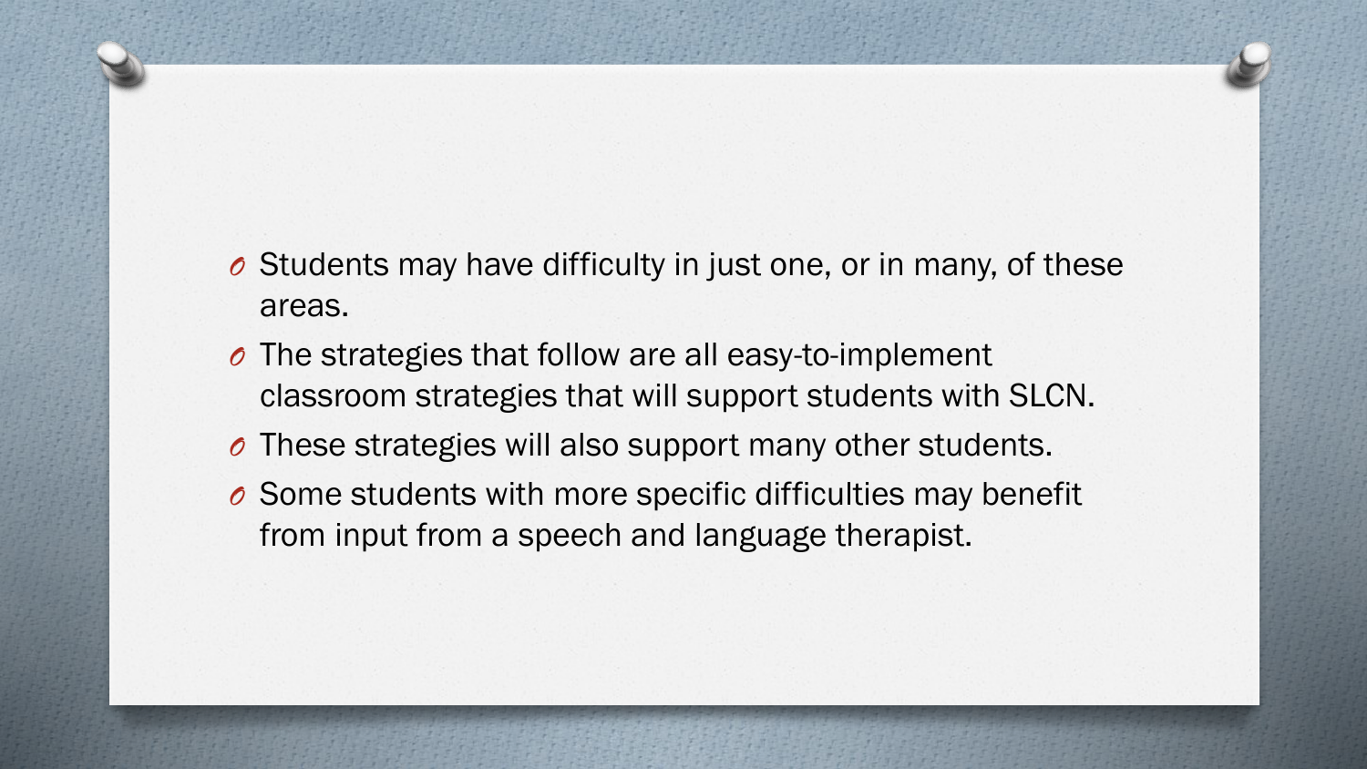- Students may have difficulty in just one, or in many, of these areas.
- The strategies that follow are all easy-to-implement classroom strategies that will support students with SLCN.
- These strategies will also support many other students.
- Some students with more specific difficulties may benefit from input from a speech and language therapist.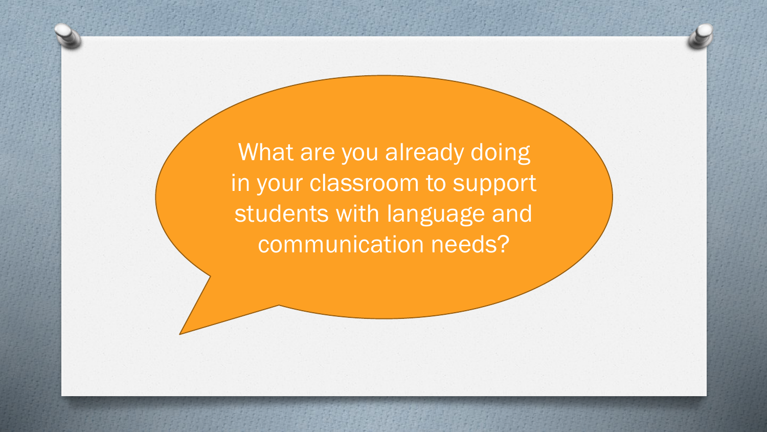What are you already doing in your classroom to support students with language and communication needs?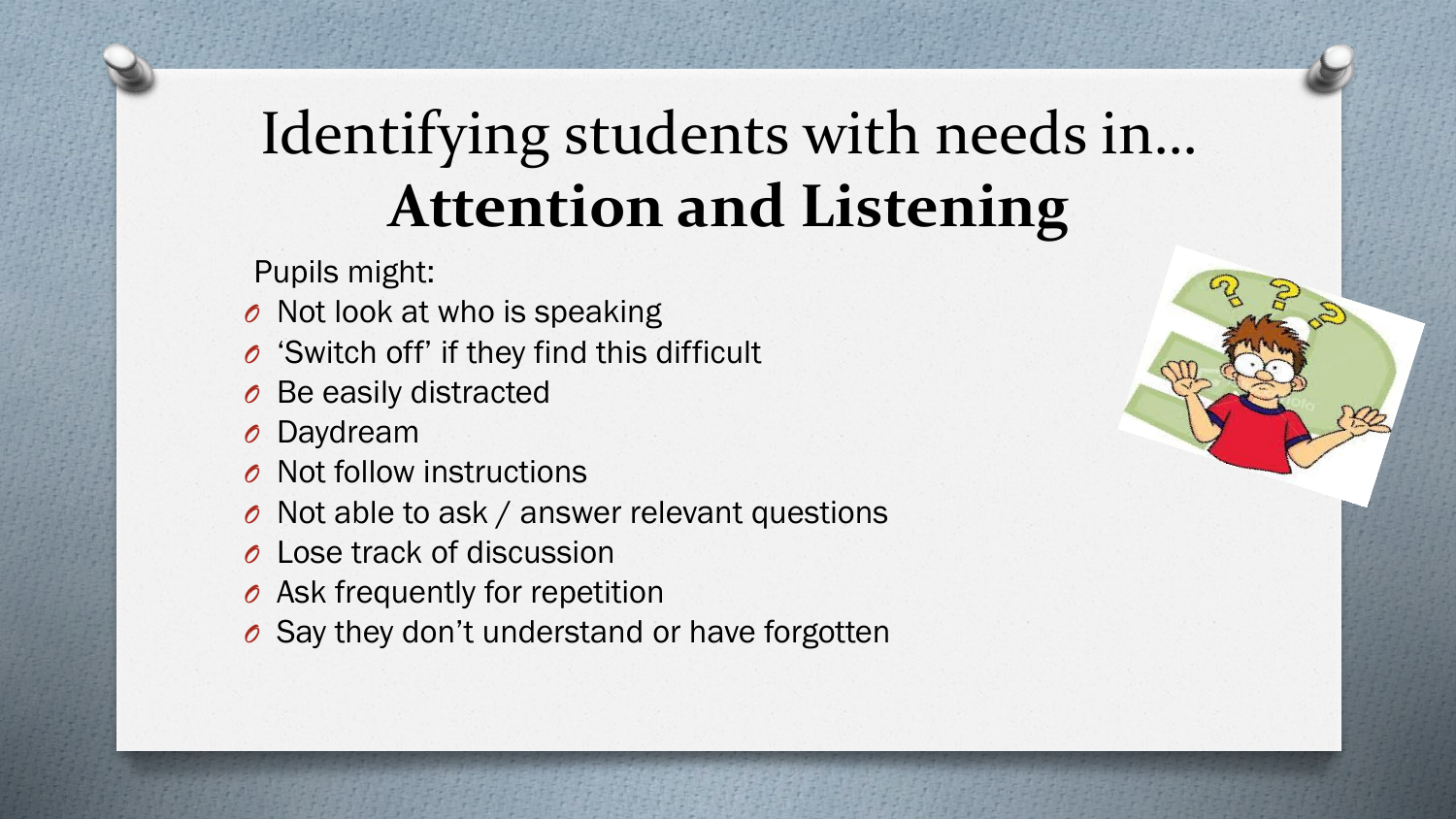# Identifying students with needs in… **Attention and Listening**

Pupils might:

- Not look at who is speaking
- 'Switch off' if they find this difficult
- Be easily distracted
- Daydream
- Not follow instructions
- Not able to ask / answer relevant questions
- Lose track of discussion
- Ask frequently for repetition
- Say they don't understand or have forgotten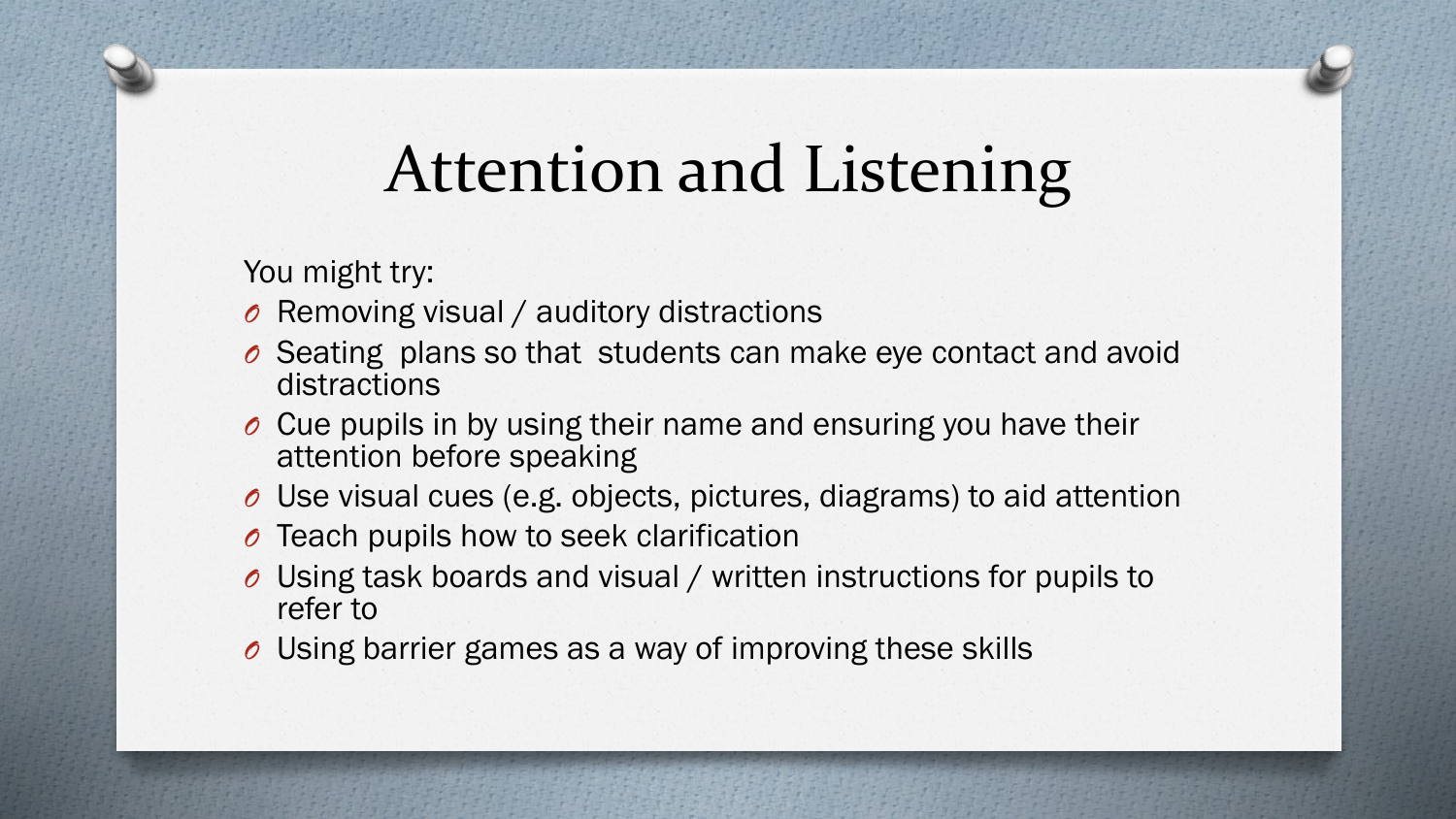# Attention and Listening

You might try:

- Removing visual / auditory distractions
- Seating plans so that students can make eye contact and avoid distractions
- Cue pupils in by using their name and ensuring you have their attention before speaking
- Use visual cues (e.g. objects, pictures, diagrams) to aid attention
- Teach pupils how to seek clarification
- Using task boards and visual / written instructions for pupils to refer to
- Using barrier games as a way of improving these skills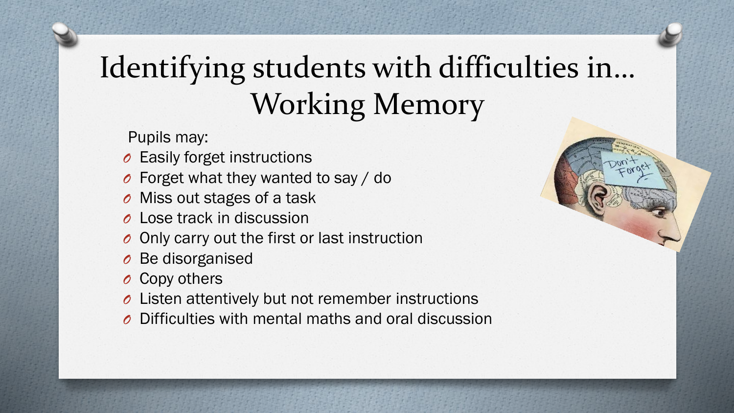# Identifying students with difficulties in... Working Memory

Pupils may:

- Easily forget instructions
- Forget what they wanted to say / do
- Miss out stages of a task
- Lose track in discussion
- Only carry out the first or last instruction
- Be disorganised
- Copy others
- Listen attentively but not remember instructions
- Difficulties with mental maths and oral discussion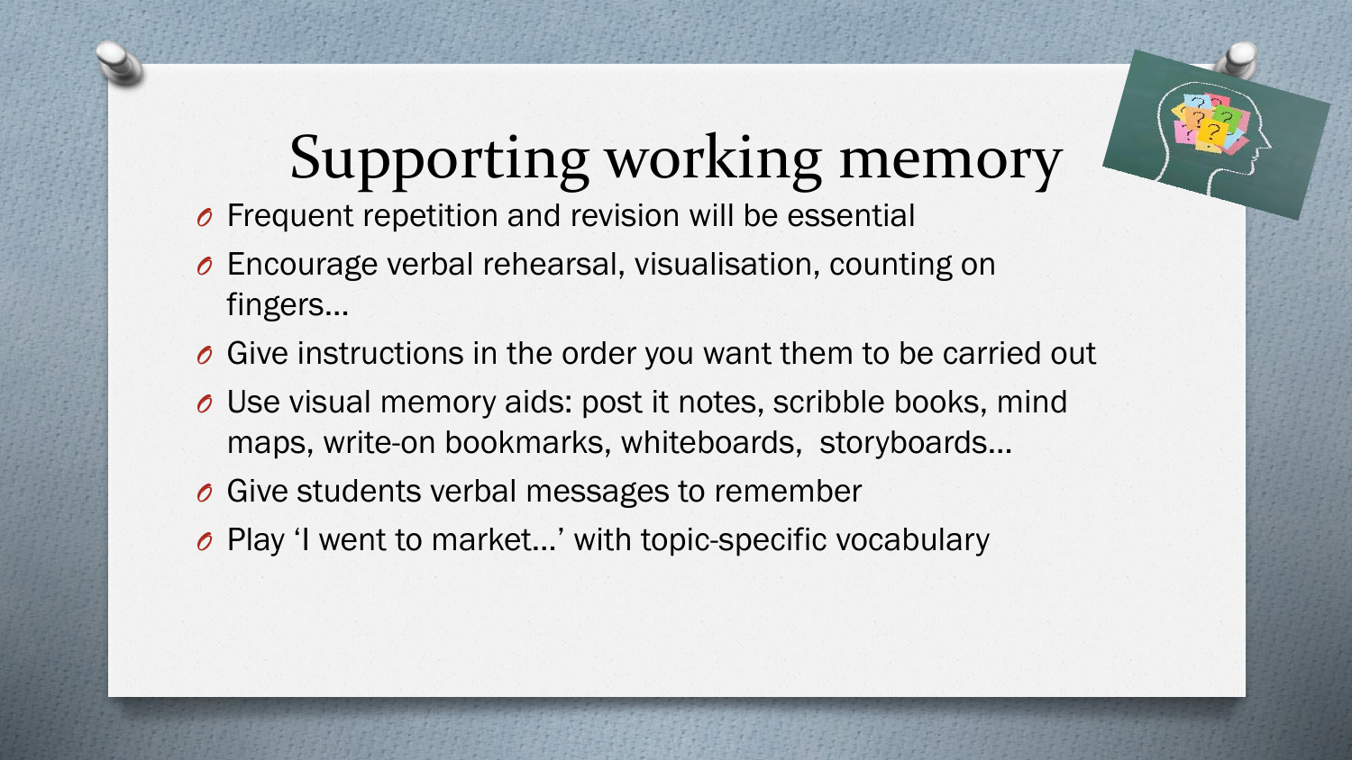# Supporting working memory

- Frequent repetition and revision will be essential
- Encourage verbal rehearsal, visualisation, counting on fingers…
- Give instructions in the order you want them to be carried out
- Use visual memory aids: post it notes, scribble books, mind maps, write-on bookmarks, whiteboards, storyboards…
- Give students verbal messages to remember
- Play 'I went to market…' with topic-specific vocabulary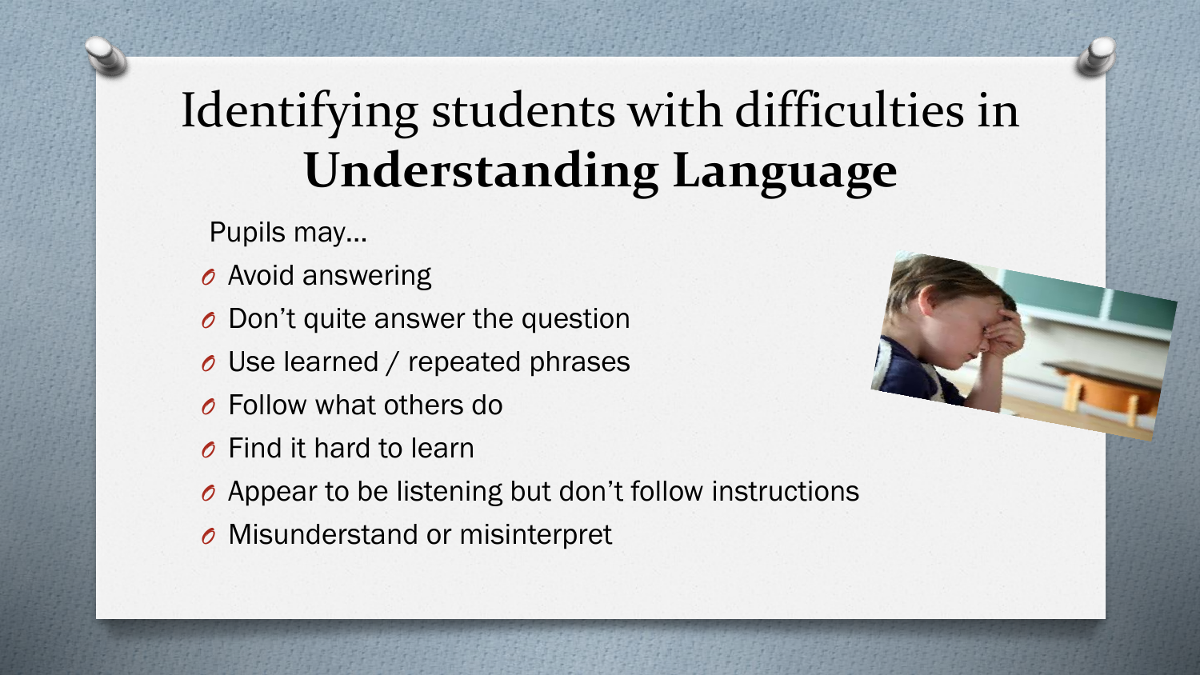# Identifying students with difficulties in **Understanding Language**

Pupils may…

- Avoid answering
- Don’t quite answer the question
- Use learned / repeated phrases
- Follow what others do
- Find it hard to learn
- Appear to be listening but don’t follow instructions
- Misunderstand or misinterpret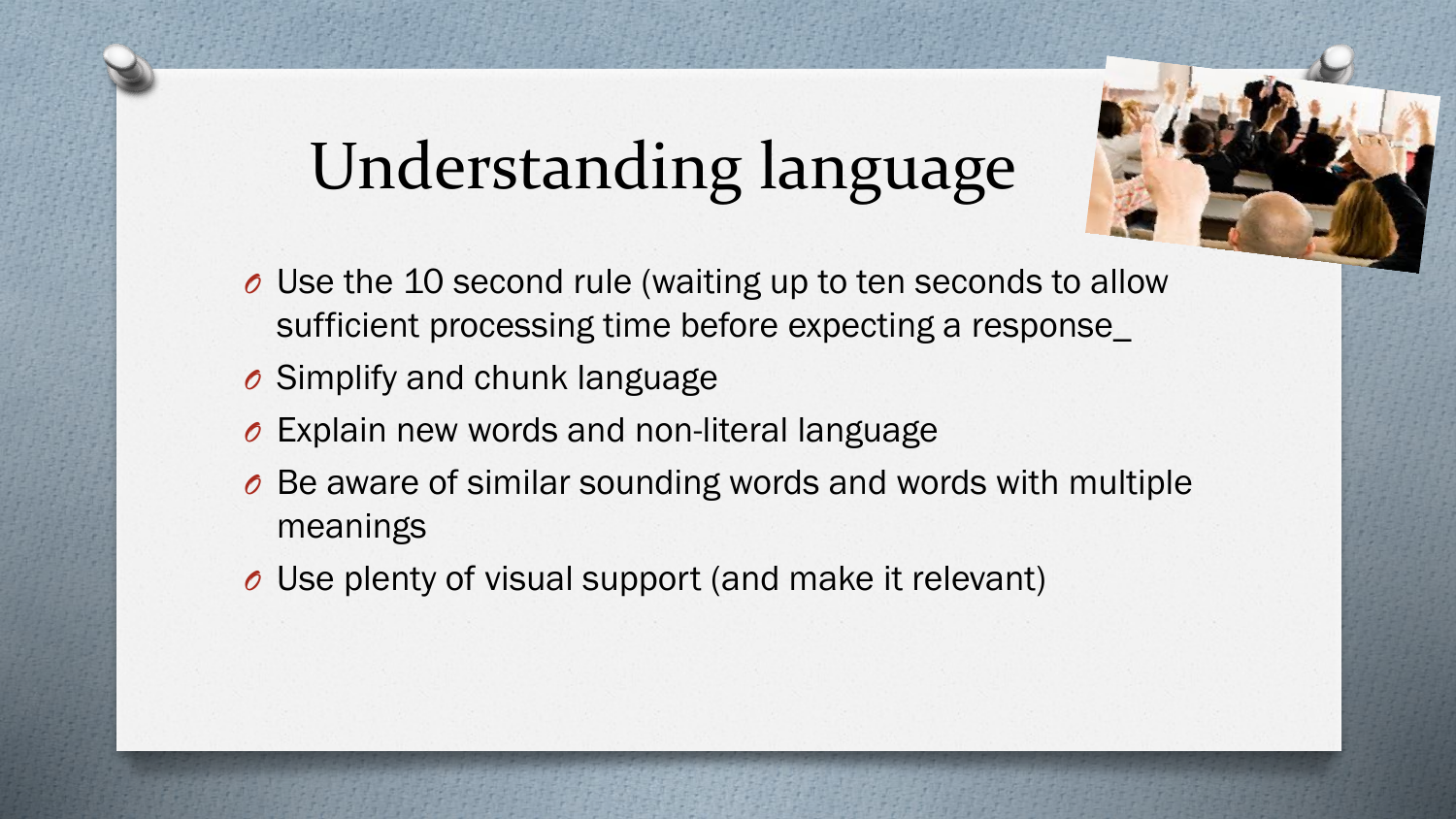# Understanding language

- Use the 10 second rule (waiting up to ten seconds to allow sufficient processing time before expecting a response_
- Simplify and chunk language
- Explain new words and non-literal language
- Be aware of similar sounding words and words with multiple meanings
- Use plenty of visual support (and make it relevant)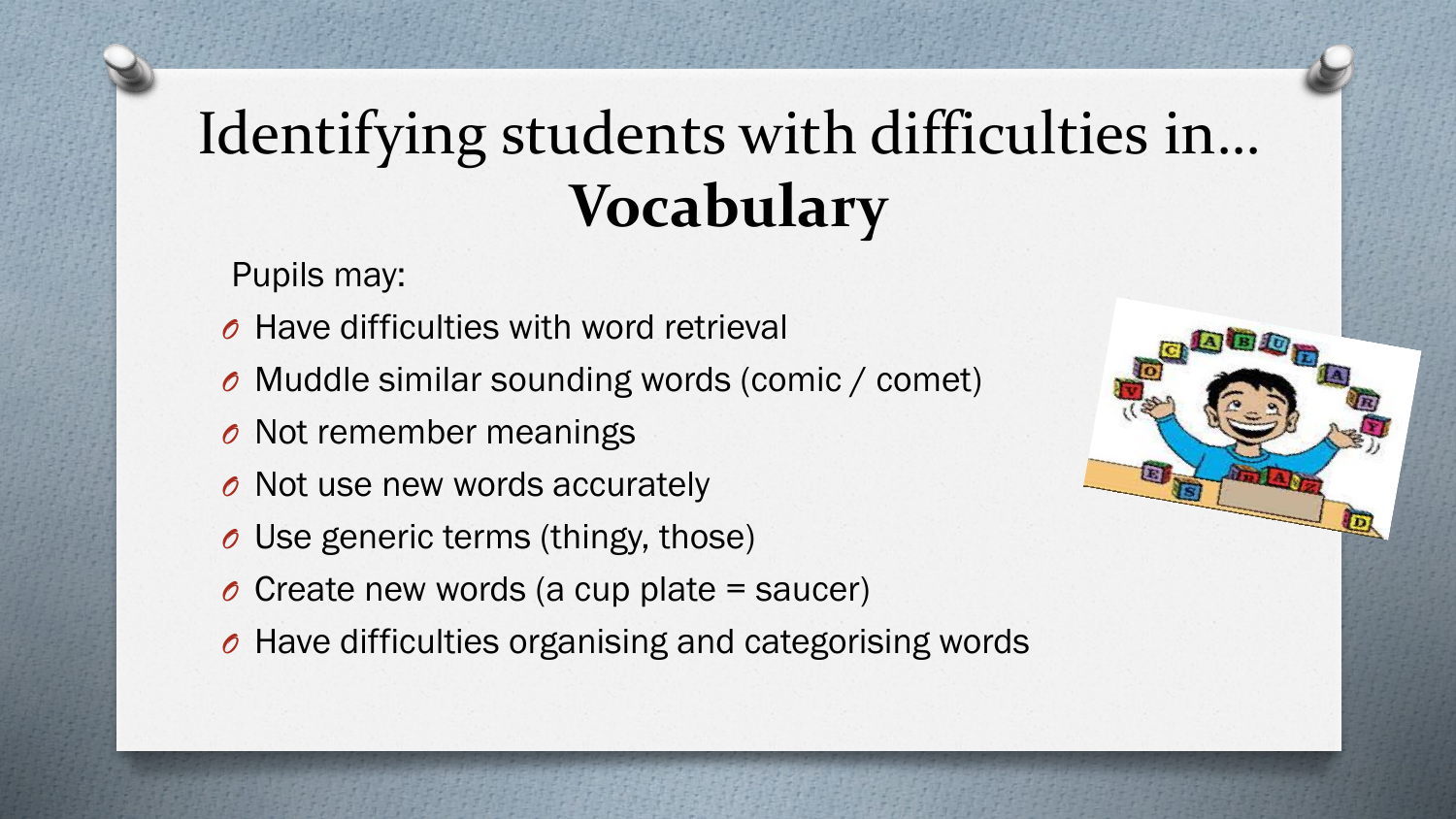# Identifying students with difficulties in… **Vocabulary**

Pupils may:

- Have difficulties with word retrieval
- Muddle similar sounding words (comic / comet)
- Not remember meanings
- Not use new words accurately
- Use generic terms (thingy, those)
- Create new words (a cup plate = saucer)
- Have difficulties organising and categorising words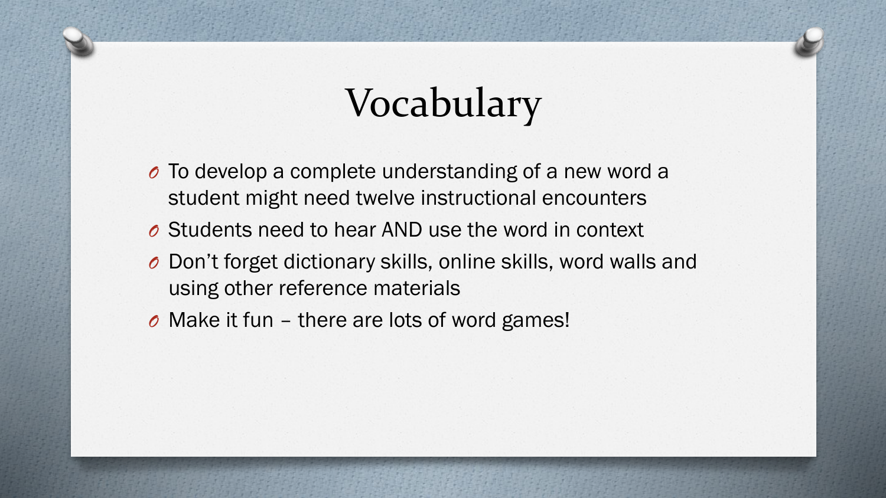# Vocabulary

- To develop a complete understanding of a new word a student might need twelve instructional encounters
- Students need to hear AND use the word in context
- Don't forget dictionary skills, online skills, word walls and using other reference materials
- Make it fun – there are lots of word games!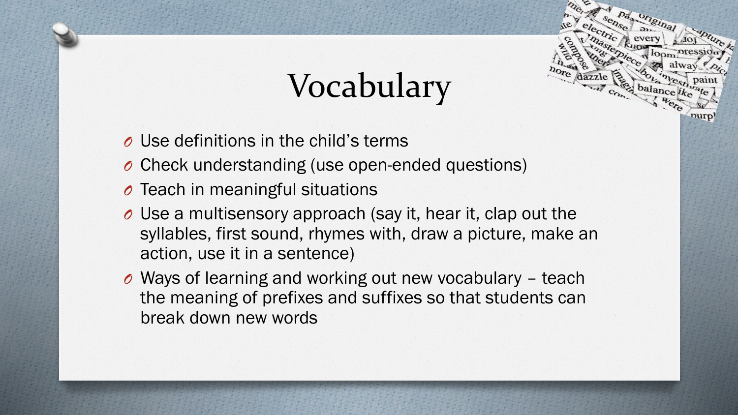# Vocabulary

- Use definitions in the child's terms
- Check understanding (use open-ended questions)
- Teach in meaningful situations
- Use a multisensory approach (say it, hear it, clap out the syllables, first sound, rhymes with, draw a picture, make an action, use it in a sentence)
- Ways of learning and working out new vocabulary – teach the meaning of prefixes and suffixes so that students can break down new words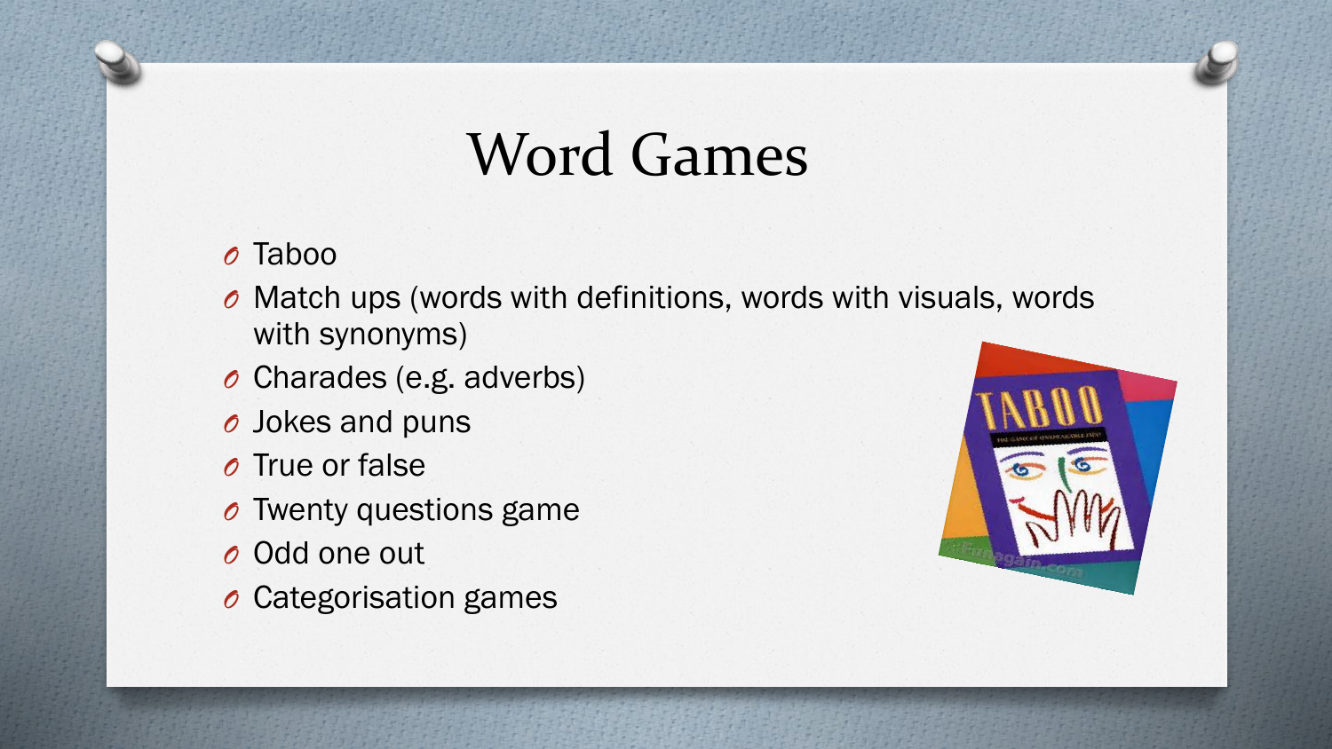# Word Games

- Taboo
- Match ups (words with definitions, words with visuals, words with synonyms)
- Charades (e.g. adverbs)
- Jokes and puns
- True or false
- Twenty questions game
- Odd one out
- Categorisation games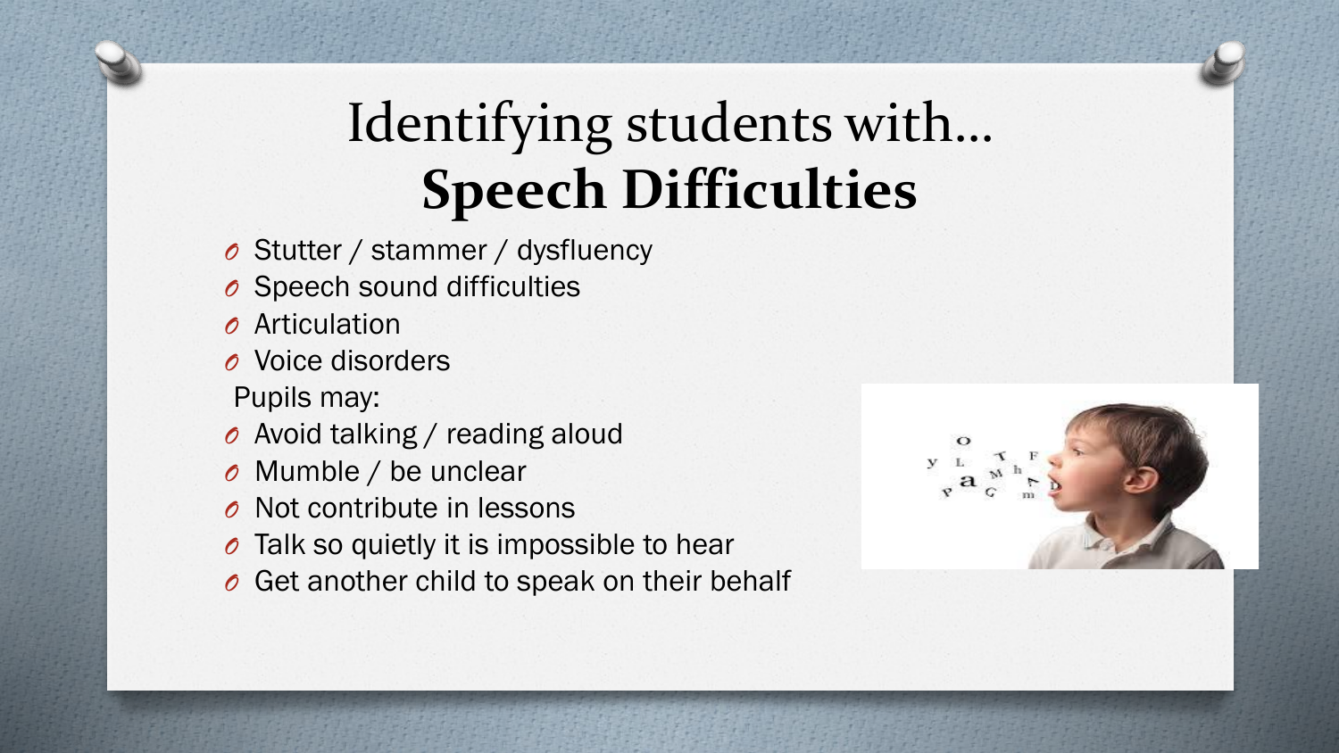# Identifying students with… **Speech Difficulties**

- Stutter / stammer / dysfluency
- Speech sound difficulties
- Articulation
- Voice disorders

Pupils may:

- Avoid talking / reading aloud
- Mumble / be unclear
- Not contribute in lessons
- Talk so quietly it is impossible to hear
- Get another child to speak on their behalf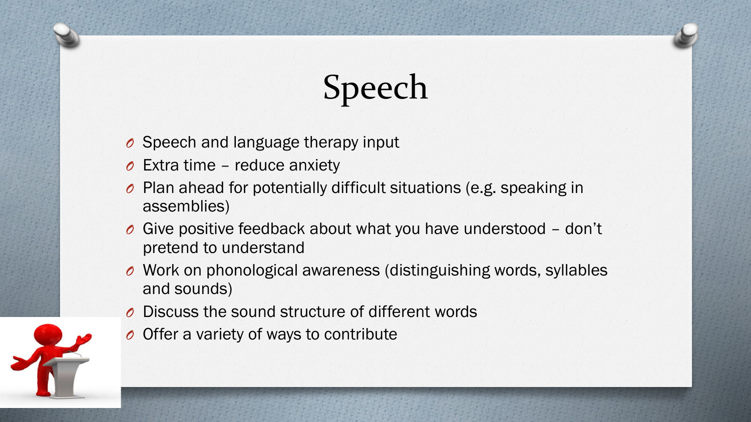# Speech

- Speech and language therapy input
- Extra time – reduce anxiety
- Plan ahead for potentially difficult situations (e.g. speaking in assemblies)
- Give positive feedback about what you have understood – don't pretend to understand
- Work on phonological awareness (distinguishing words, syllables and sounds)
- Discuss the sound structure of different words
- Offer a variety of ways to contribute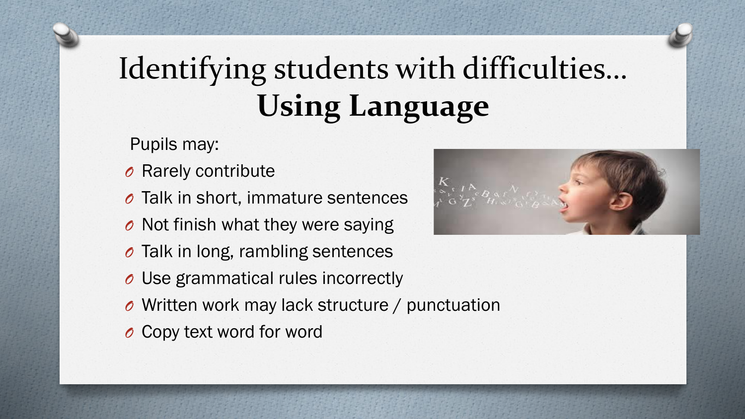# Identifying students with difficulties… **Using Language**

Pupils may:

- Rarely contribute
- Talk in short, immature sentences
- Not finish what they were saying
- Talk in long, rambling sentences
- Use grammatical rules incorrectly
- Written work may lack structure / punctuation
- Copy text word for word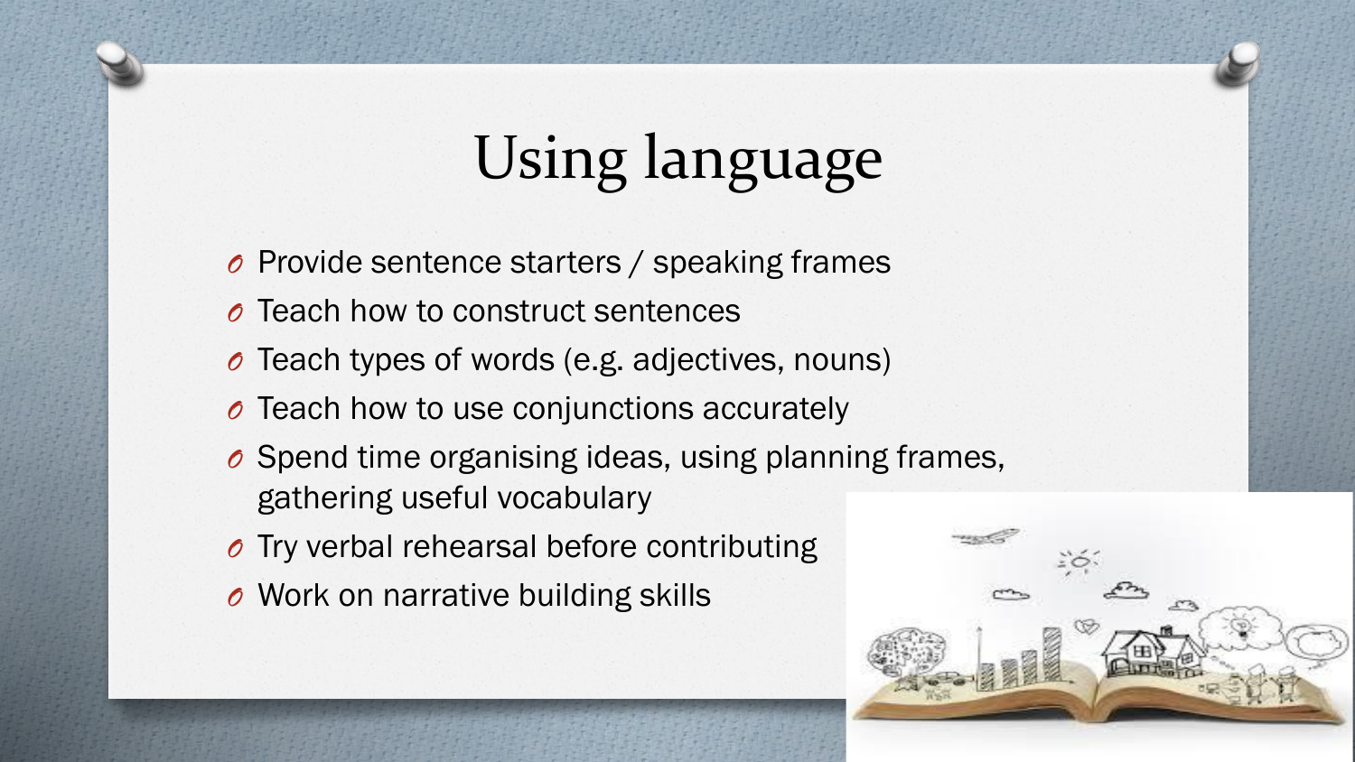# Using language

- Provide sentence starters / speaking frames
- Teach how to construct sentences
- Teach types of words (e.g. adjectives, nouns)
- Teach how to use conjunctions accurately
- Spend time organising ideas, using planning frames, gathering useful vocabulary
- Try verbal rehearsal before contributing
- Work on narrative building skills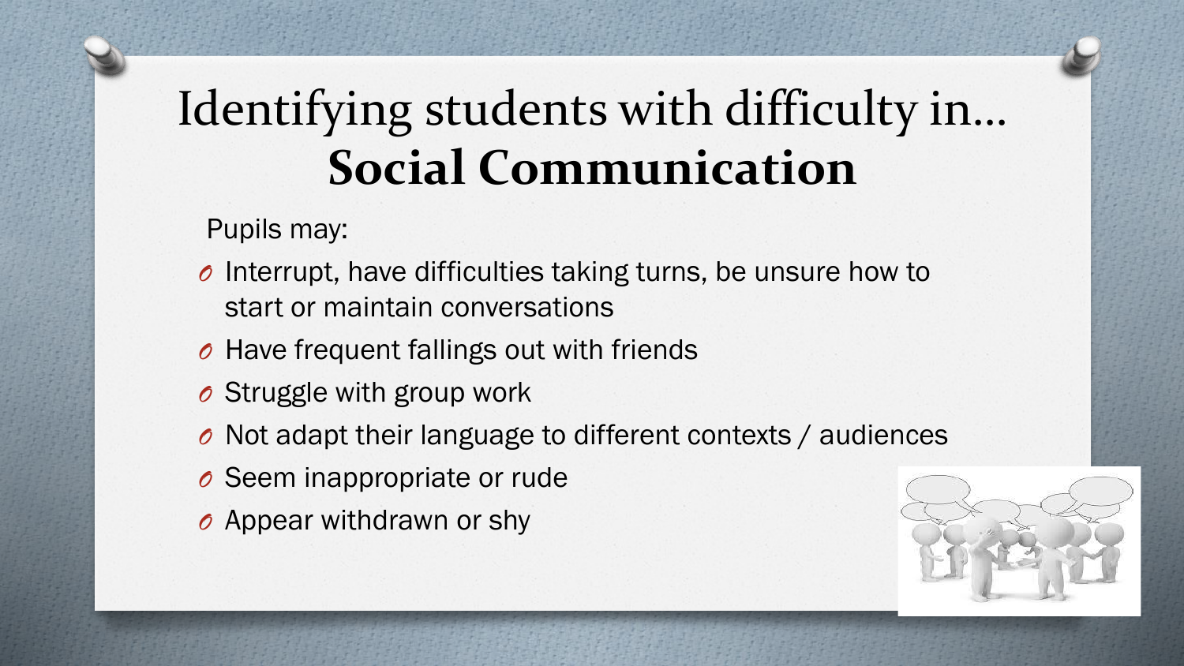# Identifying students with difficulty in… **Social Communication**

Pupils may:

- Interrupt, have difficulties taking turns, be unsure how to start or maintain conversations
- Have frequent fallings out with friends
- Struggle with group work
- Not adapt their language to different contexts / audiences
- Seem inappropriate or rude
- Appear withdrawn or shy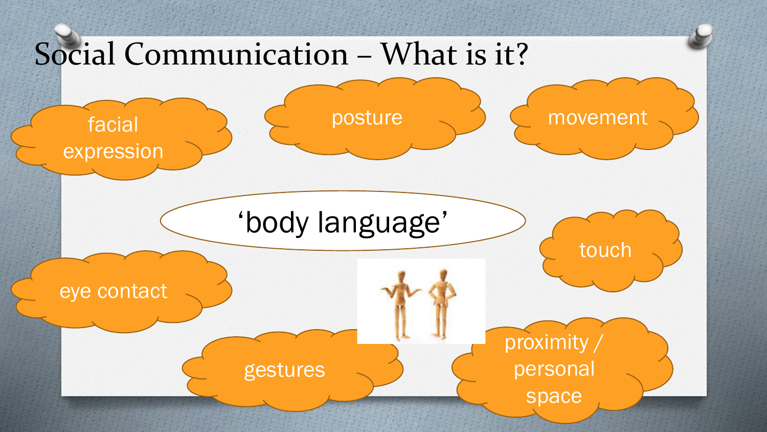# Social Communication – What is it?

‘body language’

- facial expression
- posture
- movement
- touch
- eye contact
- gestures
- proximity / personal space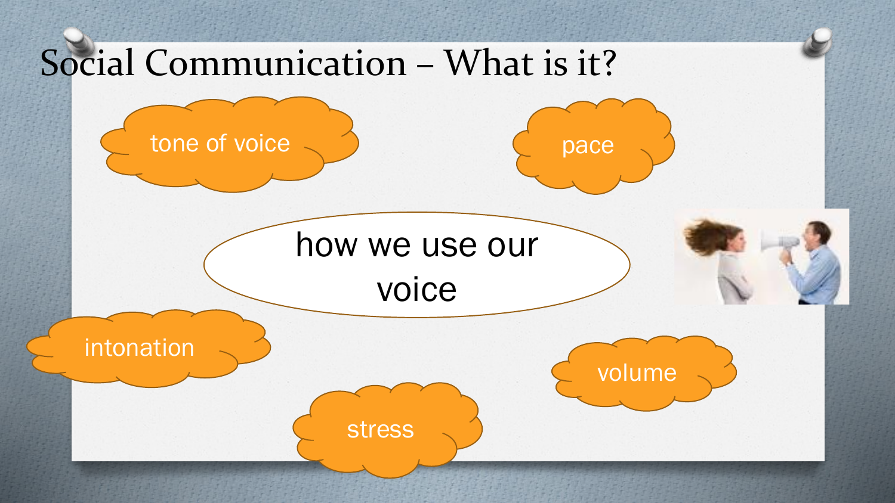# Social Communication – What is it?

how we use our voice

- tone of voice
- pace
- intonation
- volume
- stress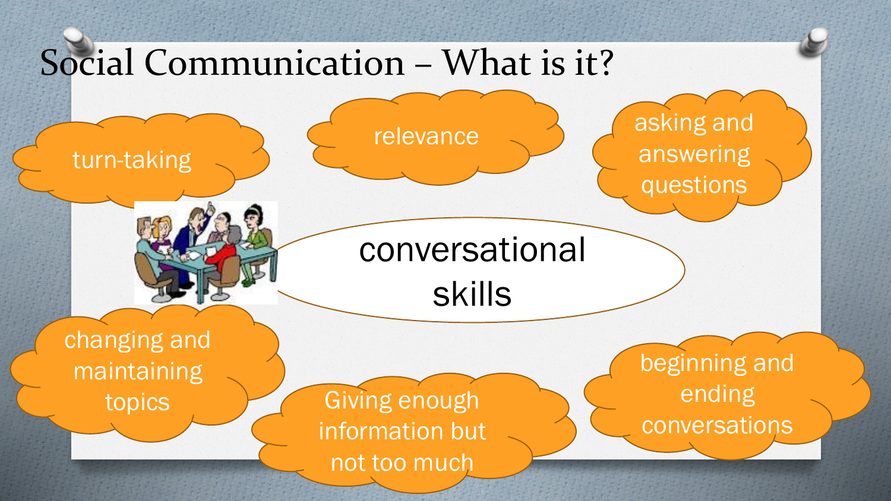# Social Communication – What is it?

**conversational skills**

- turn-taking
- relevance
- asking and answering questions
- changing and maintaining topics
- Giving enough information but not too much
- beginning and ending conversations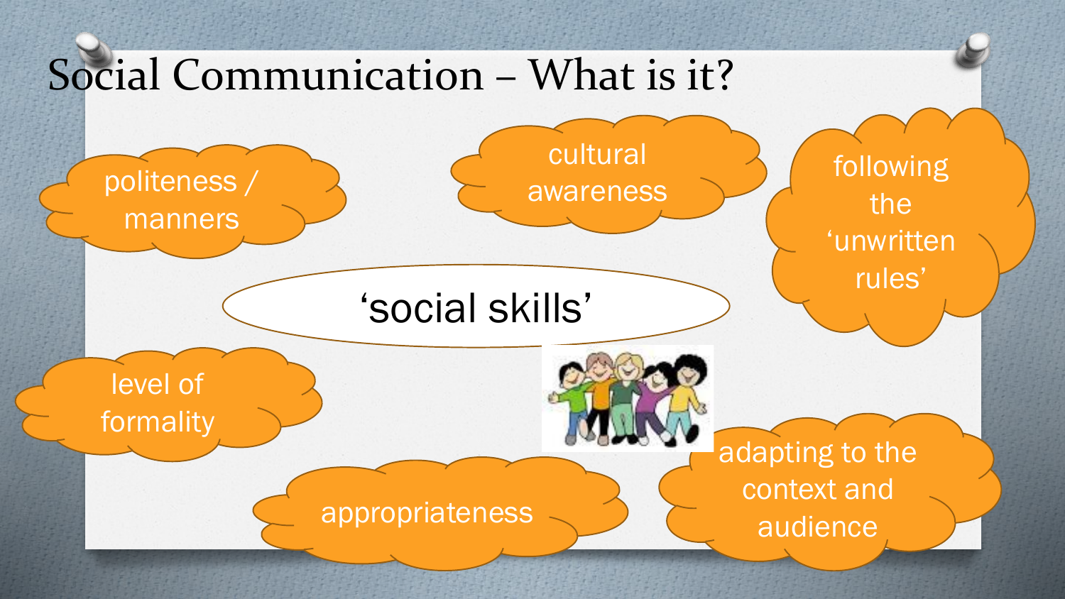# Social Communication – What is it?

‘social skills’

- politeness / manners
- cultural awareness
- following the ‘unwritten rules’
- level of formality
- appropriateness
- adapting to the context and audience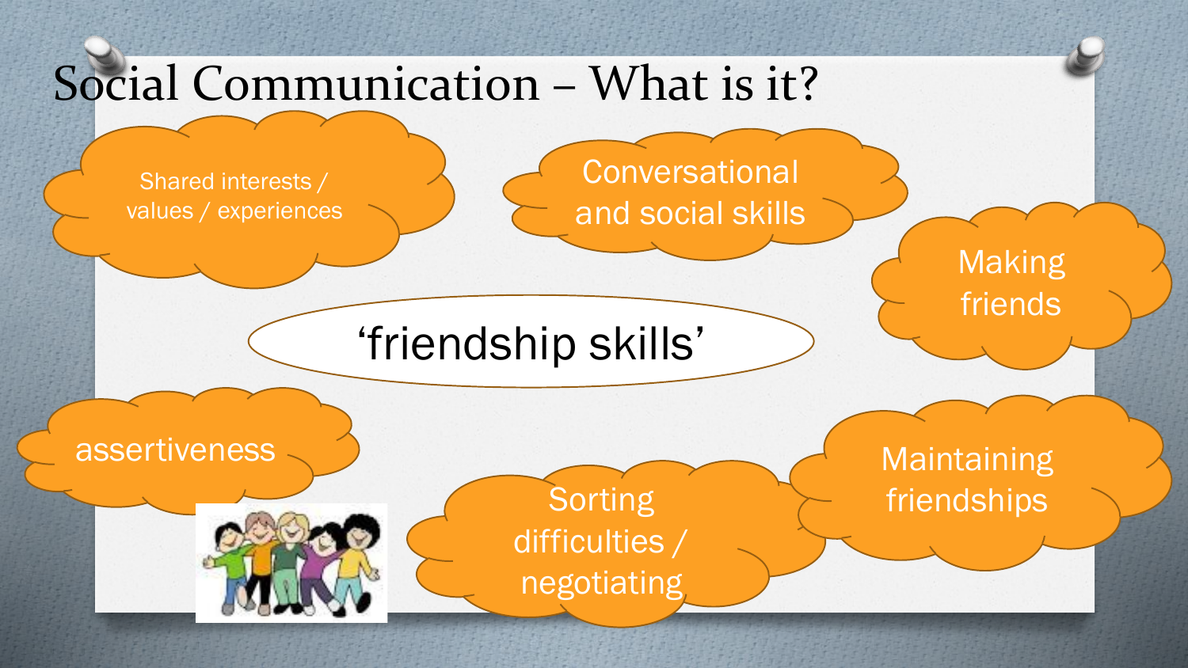# Social Communication – What is it?

‘friendship skills’

- Shared interests / values / experiences
- Conversational and social skills
- Making friends
- assertiveness
- Sorting difficulties / negotiating
- Maintaining friendships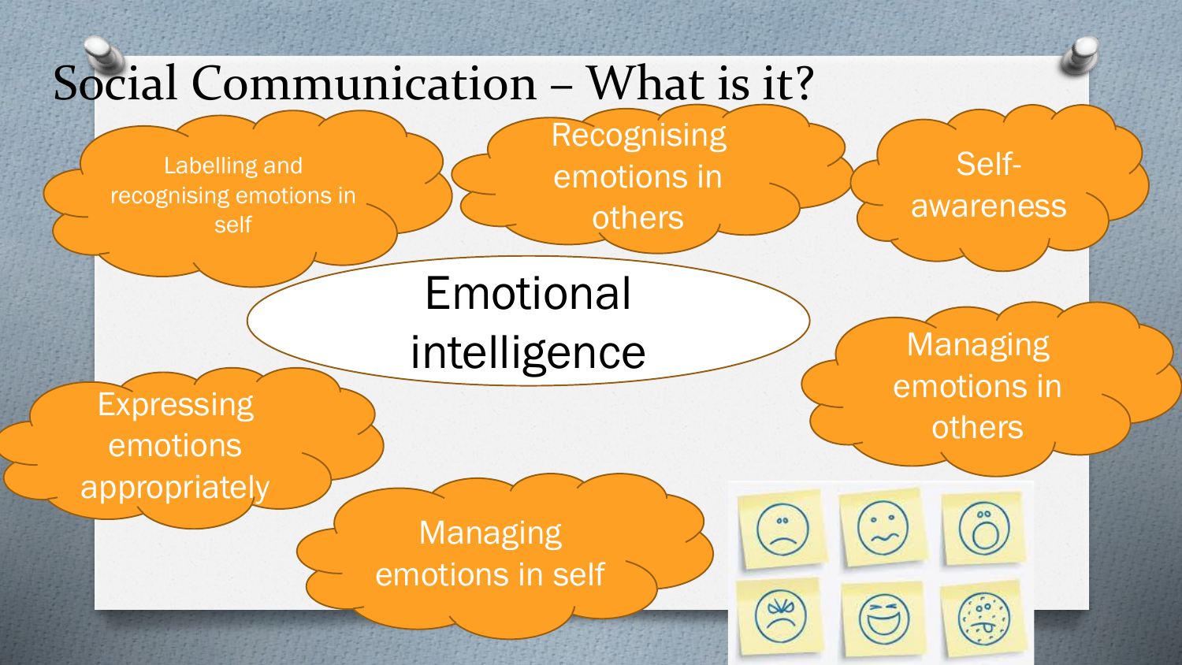# Social Communication – What is it?

**Emotional intelligence**

- Labelling and recognising emotions in self
- Recognising emotions in others
- Self-awareness
- Managing emotions in others
- Expressing emotions appropriately
- Managing emotions in self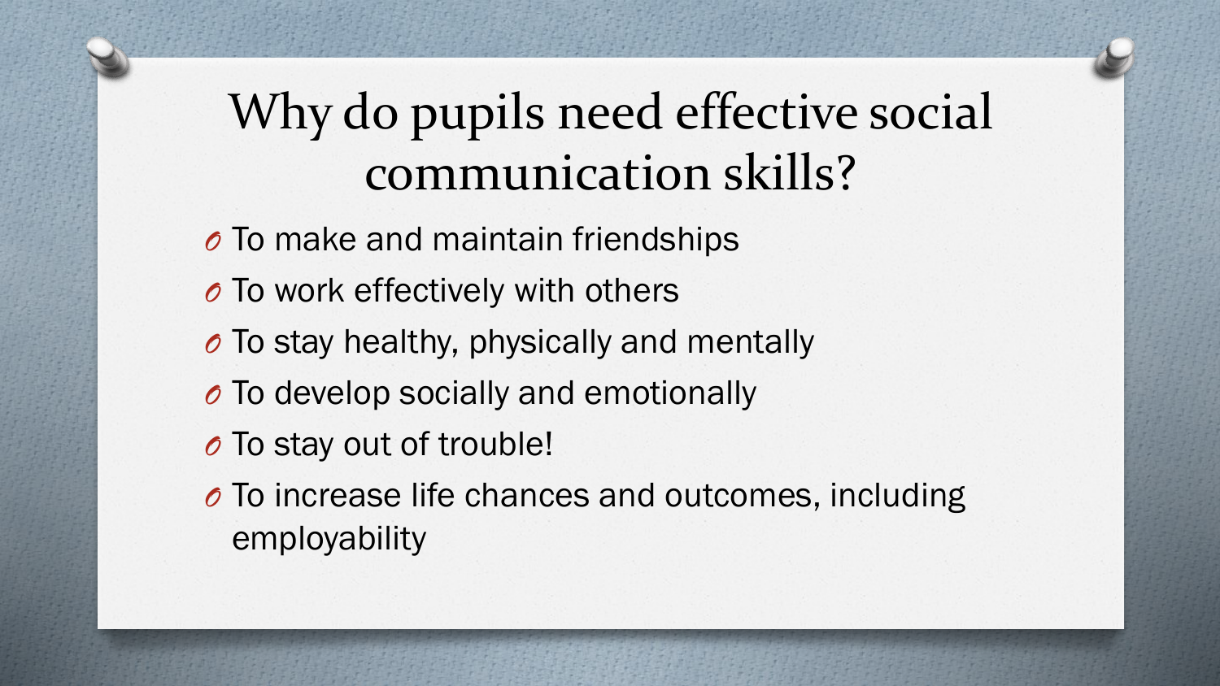# Why do pupils need effective social communication skills?

- To make and maintain friendships
- To work effectively with others
- To stay healthy, physically and mentally
- To develop socially and emotionally
- To stay out of trouble!
- To increase life chances and outcomes, including employability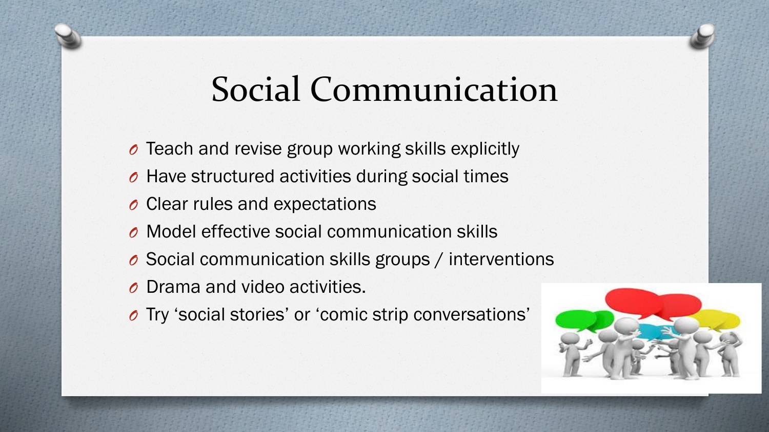# Social Communication

- Teach and revise group working skills explicitly
- Have structured activities during social times
- Clear rules and expectations
- Model effective social communication skills
- Social communication skills groups / interventions
- Drama and video activities.
- Try 'social stories' or 'comic strip conversations'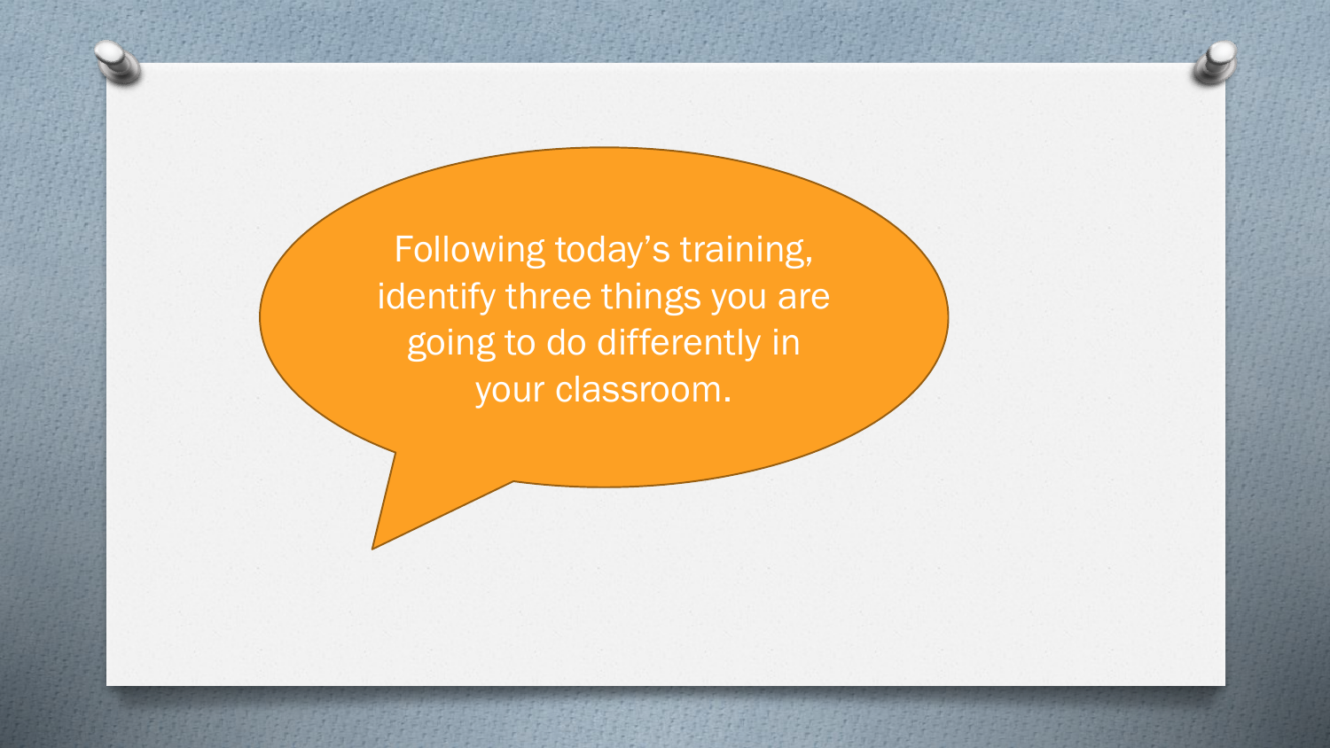Following today’s training, identify three things you are going to do differently in your classroom.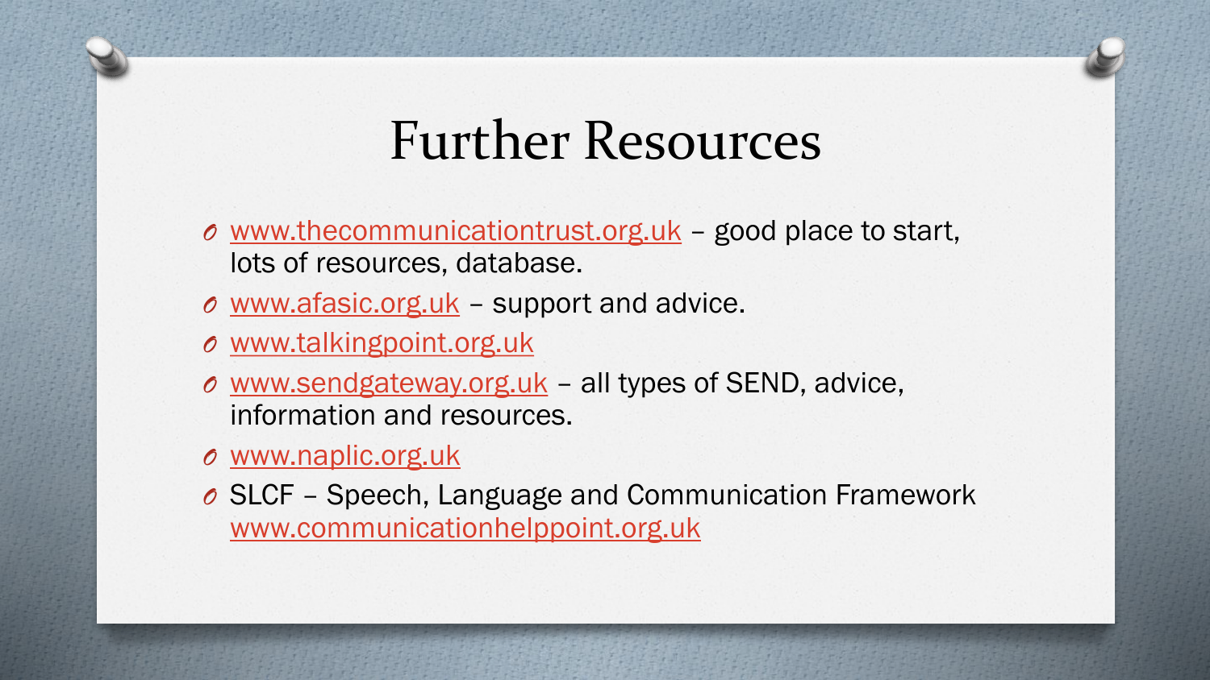# Further Resources

- www.thecommunicationtrust.org.uk – good place to start, lots of resources, database.
- www.afasic.org.uk – support and advice.
- www.talkingpoint.org.uk
- www.sendgateway.org.uk – all types of SEND, advice, information and resources.
- www.naplic.org.uk
- SLCF – Speech, Language and Communication Framework www.communicationhelppoint.org.uk